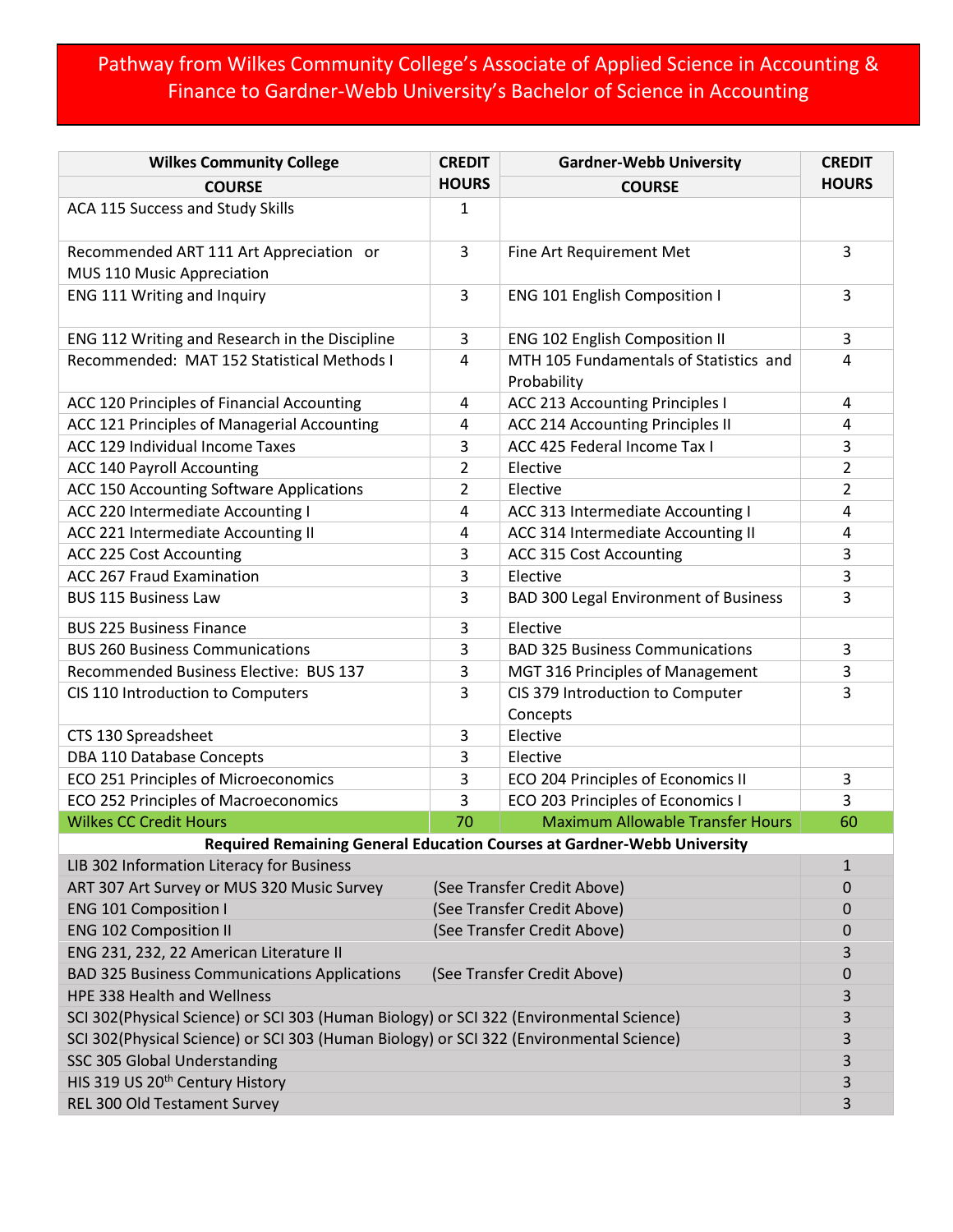# Pathway from Wilkes Community College's Associate of Applied Science in Accounting & Finance to Gardner-Webb University's Bachelor of Science in Accounting

| Wilkes Community College COURSE | CREDIT HOURS | Gardner-Webb University COURSE | CREDIT HOURS |
|---|---|---|---|
| ACA 115 Success and Study Skills | 1 | | |
| Recommended ART 111 Art Appreciation or MUS 110 Music Appreciation | 3 | Fine Art Requirement Met | 3 |
| ENG 111 Writing and Inquiry | 3 | ENG 101 English Composition I | 3 |
| ENG 112 Writing and Research in the Discipline | 3 | ENG 102 English Composition II | 3 |
| Recommended: MAT 152 Statistical Methods I | 4 | MTH 105 Fundamentals of Statistics and Probability | 4 |
| ACC 120 Principles of Financial Accounting | 4 | ACC 213 Accounting Principles I | 4 |
| ACC 121 Principles of Managerial Accounting | 4 | ACC 214 Accounting Principles II | 4 |
| ACC 129 Individual Income Taxes | 3 | ACC 425 Federal Income Tax I | 3 |
| ACC 140 Payroll Accounting | 2 | Elective | 2 |
| ACC 150 Accounting Software Applications | 2 | Elective | 2 |
| ACC 220 Intermediate Accounting I | 4 | ACC 313 Intermediate Accounting I | 4 |
| ACC 221 Intermediate Accounting II | 4 | ACC 314 Intermediate Accounting II | 4 |
| ACC 225 Cost Accounting | 3 | ACC 315 Cost Accounting | 3 |
| ACC 267 Fraud Examination | 3 | Elective | 3 |
| BUS 115 Business Law | 3 | BAD 300 Legal Environment of Business | 3 |
| BUS 225 Business Finance | 3 | Elective | |
| BUS 260 Business Communications | 3 | BAD 325 Business Communications | 3 |
| Recommended Business Elective: BUS 137 | 3 | MGT 316 Principles of Management | 3 |
| CIS 110 Introduction to Computers | 3 | CIS 379 Introduction to Computer Concepts | 3 |
| CTS 130 Spreadsheet | 3 | Elective | |
| DBA 110 Database Concepts | 3 | Elective | |
| ECO 251 Principles of Microeconomics | 3 | ECO 204 Principles of Economics II | 3 |
| ECO 252 Principles of Macroeconomics | 3 | ECO 203 Principles of Economics I | 3 |
| Wilkes CC Credit Hours | 70 | Maximum Allowable Transfer Hours | 60 |

**Required Remaining General Education Courses at Gardner-Webb University**

| Course | | Credit Hours |
|---|---|---|
| LIB 302 Information Literacy for Business | | 1 |
| ART 307 Art Survey or MUS 320 Music Survey | (See Transfer Credit Above) | 0 |
| ENG 101 Composition I | (See Transfer Credit Above) | 0 |
| ENG 102 Composition II | (See Transfer Credit Above) | 0 |
| ENG 231, 232, 22 American Literature II | | 3 |
| BAD 325 Business Communications Applications | (See Transfer Credit Above) | 0 |
| HPE 338 Health and Wellness | | 3 |
| SCI 302(Physical Science) or SCI 303 (Human Biology) or SCI 322 (Environmental Science) | | 3 |
| SCI 302(Physical Science) or SCI 303 (Human Biology) or SCI 322 (Environmental Science) | | 3 |
| SSC 305 Global Understanding | | 3 |
| HIS 319 US 20th Century History | | 3 |
| REL 300 Old Testament Survey | | 3 |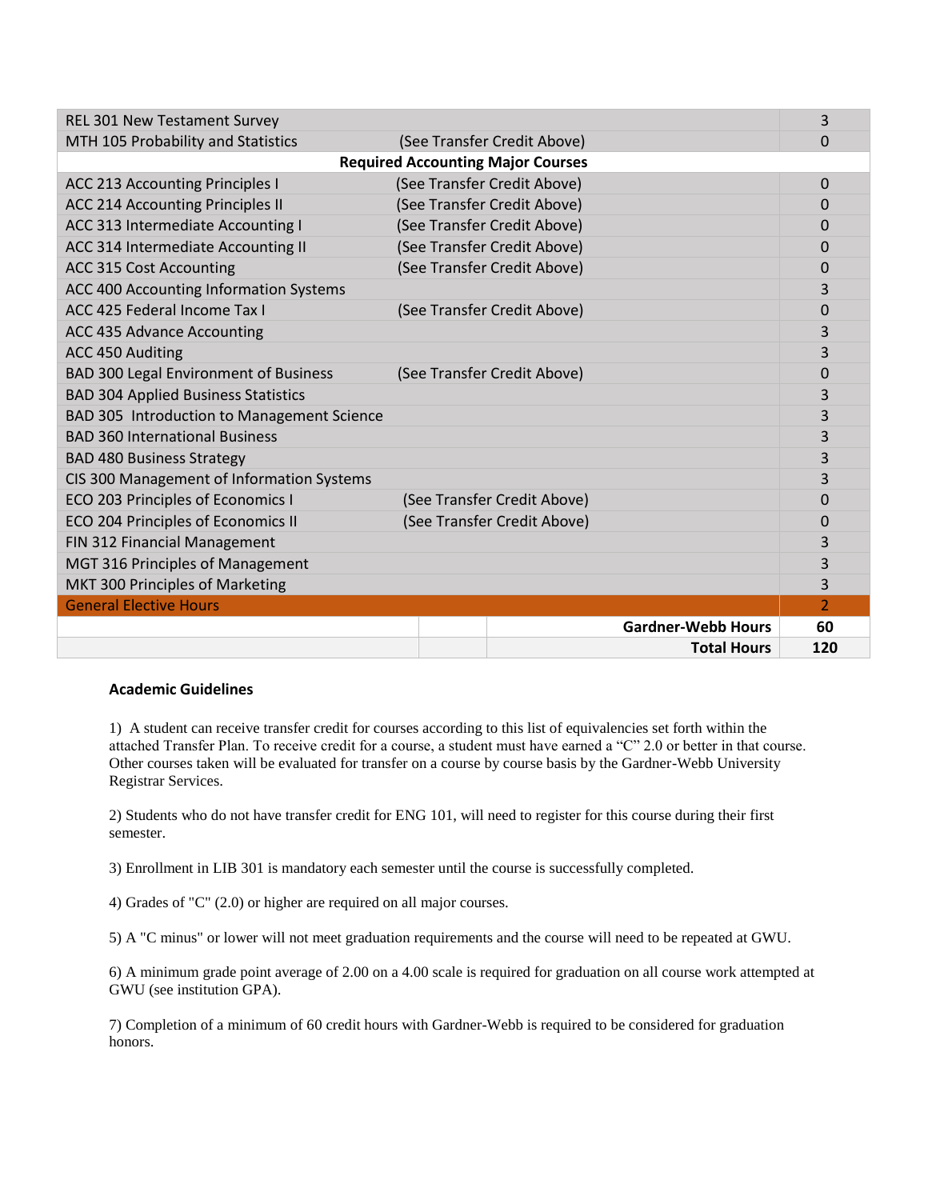| | | |
|---|---|---|
| REL 301 New Testament Survey | | 3 |
| MTH 105 Probability and Statistics | (See Transfer Credit Above) | 0 |
| **Required Accounting Major Courses** | | |
| ACC 213 Accounting Principles I | (See Transfer Credit Above) | 0 |
| ACC 214 Accounting Principles II | (See Transfer Credit Above) | 0 |
| ACC 313 Intermediate Accounting I | (See Transfer Credit Above) | 0 |
| ACC 314 Intermediate Accounting II | (See Transfer Credit Above) | 0 |
| ACC 315 Cost Accounting | (See Transfer Credit Above) | 0 |
| ACC 400 Accounting Information Systems | | 3 |
| ACC 425 Federal Income Tax I | (See Transfer Credit Above) | 0 |
| ACC 435 Advance Accounting | | 3 |
| ACC 450 Auditing | | 3 |
| BAD 300 Legal Environment of Business | (See Transfer Credit Above) | 0 |
| BAD 304 Applied Business Statistics | | 3 |
| BAD 305 Introduction to Management Science | | 3 |
| BAD 360 International Business | | 3 |
| BAD 480 Business Strategy | | 3 |
| CIS 300 Management of Information Systems | | 3 |
| ECO 203 Principles of Economics I | (See Transfer Credit Above) | 0 |
| ECO 204 Principles of Economics II | (See Transfer Credit Above) | 0 |
| FIN 312 Financial Management | | 3 |
| MGT 316 Principles of Management | | 3 |
| MKT 300 Principles of Marketing | | 3 |
| General Elective Hours | | 2 |
| | **Gardner-Webb Hours** | **60** |
| | **Total Hours** | **120** |

**Academic Guidelines**

1) A student can receive transfer credit for courses according to this list of equivalencies set forth within the attached Transfer Plan. To receive credit for a course, a student must have earned a "C" 2.0 or better in that course. Other courses taken will be evaluated for transfer on a course by course basis by the Gardner-Webb University Registrar Services.

2) Students who do not have transfer credit for ENG 101, will need to register for this course during their first semester.

3) Enrollment in LIB 301 is mandatory each semester until the course is successfully completed.

4) Grades of "C" (2.0) or higher are required on all major courses.

5) A "C minus" or lower will not meet graduation requirements and the course will need to be repeated at GWU.

6) A minimum grade point average of 2.00 on a 4.00 scale is required for graduation on all course work attempted at GWU (see institution GPA).

7) Completion of a minimum of 60 credit hours with Gardner-Webb is required to be considered for graduation honors.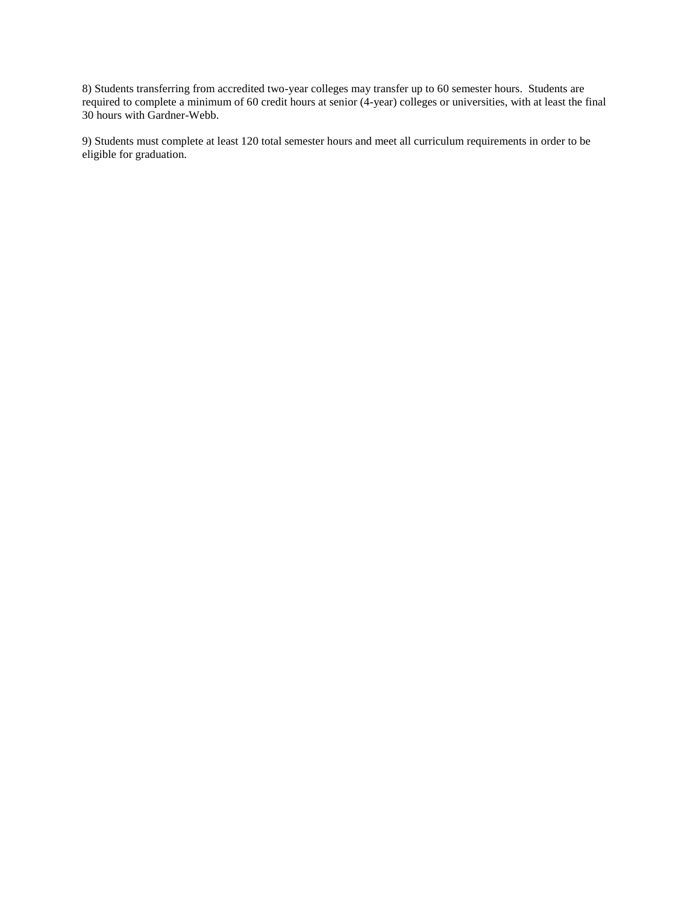8) Students transferring from accredited two-year colleges may transfer up to 60 semester hours. Students are required to complete a minimum of 60 credit hours at senior (4-year) colleges or universities, with at least the final 30 hours with Gardner-Webb.

9) Students must complete at least 120 total semester hours and meet all curriculum requirements in order to be eligible for graduation.